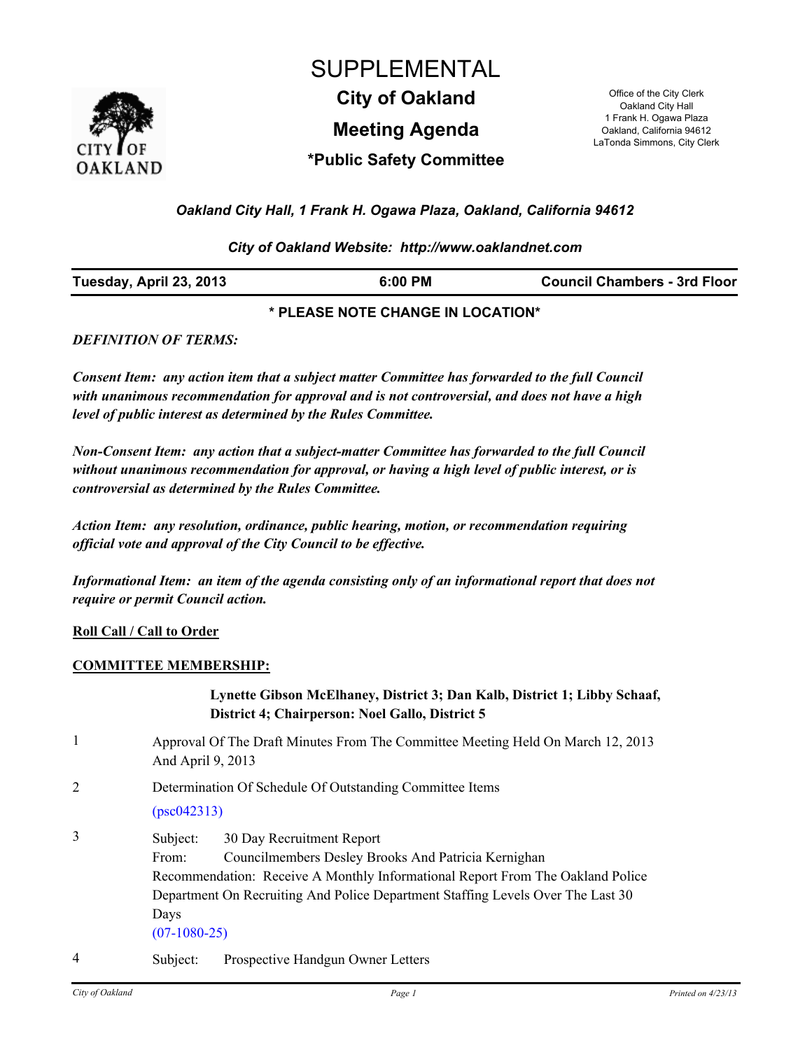# SUPPLEMENTAL

## City of Oakland

## Meeting Agenda

### *Public Safety Committee

Office of the City Clerk
Oakland City Hall
1 Frank H. Ogawa Plaza
Oakland, California 94612
LaTonda Simmons, City Clerk

***Oakland City Hall, 1 Frank H. Ogawa Plaza, Oakland, California 94612***

***City of Oakland Website: http://www.oaklandnet.com***

| Tuesday, April 23, 2013 | 6:00 PM | Council Chambers - 3rd Floor |
|---|---|---|

**\* PLEASE NOTE CHANGE IN LOCATION\***

***DEFINITION OF TERMS:***

***Consent Item: any action item that a subject matter Committee has forwarded to the full Council with unanimous recommendation for approval and is not controversial, and does not have a high level of public interest as determined by the Rules Committee.***

***Non-Consent Item: any action that a subject-matter Committee has forwarded to the full Council without unanimous recommendation for approval, or having a high level of public interest, or is controversial as determined by the Rules Committee.***

***Action Item: any resolution, ordinance, public hearing, motion, or recommendation requiring official vote and approval of the City Council to be effective.***

***Informational Item: an item of the agenda consisting only of an informational report that does not require or permit Council action.***

**Roll Call / Call to Order**

**COMMITTEE MEMBERSHIP:**

**Lynette Gibson McElhaney, District 3; Dan Kalb, District 1; Libby Schaaf, District 4; Chairperson: Noel Gallo, District 5**

1. Approval Of The Draft Minutes From The Committee Meeting Held On March 12, 2013 And April 9, 2013

2. Determination Of Schedule Of Outstanding Committee Items
   (psc042313)

3. Subject: 30 Day Recruitment Report
   From: Councilmembers Desley Brooks And Patricia Kernighan
   Recommendation: Receive A Monthly Informational Report From The Oakland Police Department On Recruiting And Police Department Staffing Levels Over The Last 30 Days
   (07-1080-25)

4. Subject: Prospective Handgun Owner Letters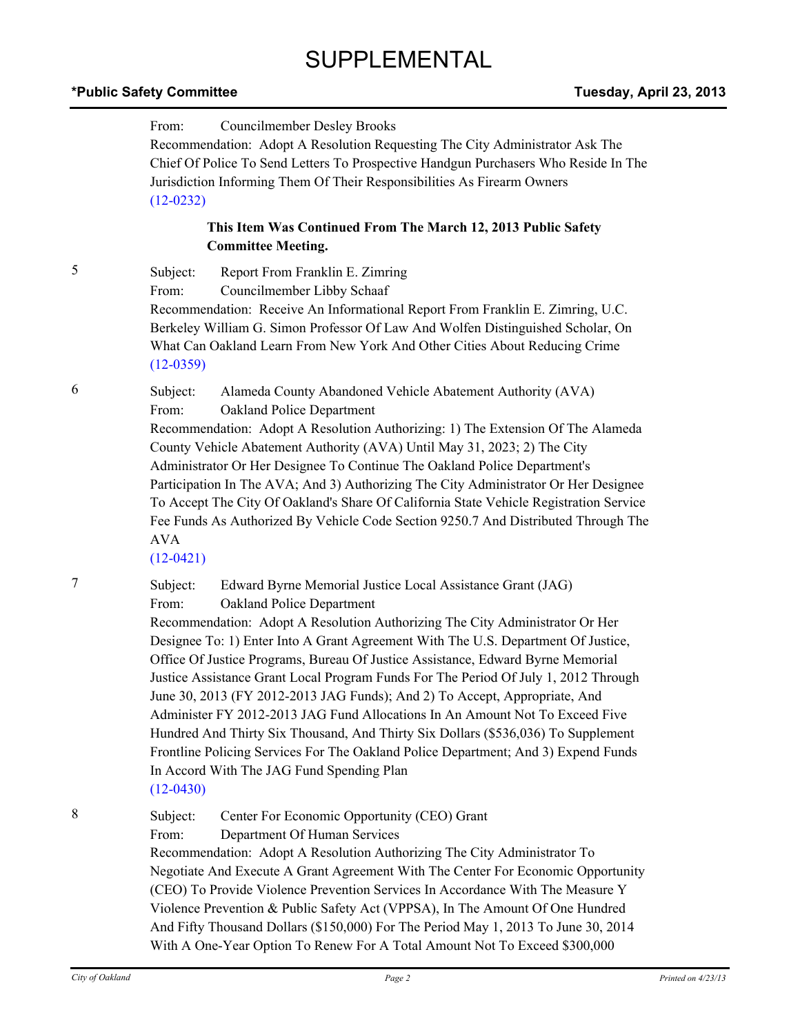# SUPPLEMENTAL

**\*Public Safety Committee** **Tuesday, April 23, 2013**

From: Councilmember Desley Brooks

Recommendation: Adopt A Resolution Requesting The City Administrator Ask The Chief Of Police To Send Letters To Prospective Handgun Purchasers Who Reside In The Jurisdiction Informing Them Of Their Responsibilities As Firearm Owners

(12-0232)

**This Item Was Continued From The March 12, 2013 Public Safety Committee Meeting.**

5 Subject: Report From Franklin E. Zimring

From: Councilmember Libby Schaaf

Recommendation: Receive An Informational Report From Franklin E. Zimring, U.C. Berkeley William G. Simon Professor Of Law And Wolfen Distinguished Scholar, On What Can Oakland Learn From New York And Other Cities About Reducing Crime

(12-0359)

6 Subject: Alameda County Abandoned Vehicle Abatement Authority (AVA)

From: Oakland Police Department

Recommendation: Adopt A Resolution Authorizing: 1) The Extension Of The Alameda County Vehicle Abatement Authority (AVA) Until May 31, 2023; 2) The City Administrator Or Her Designee To Continue The Oakland Police Department's Participation In The AVA; And 3) Authorizing The City Administrator Or Her Designee To Accept The City Of Oakland's Share Of California State Vehicle Registration Service Fee Funds As Authorized By Vehicle Code Section 9250.7 And Distributed Through The AVA

(12-0421)

7 Subject: Edward Byrne Memorial Justice Local Assistance Grant (JAG)

From: Oakland Police Department

Recommendation: Adopt A Resolution Authorizing The City Administrator Or Her Designee To: 1) Enter Into A Grant Agreement With The U.S. Department Of Justice, Office Of Justice Programs, Bureau Of Justice Assistance, Edward Byrne Memorial Justice Assistance Grant Local Program Funds For The Period Of July 1, 2012 Through June 30, 2013 (FY 2012-2013 JAG Funds); And 2) To Accept, Appropriate, And Administer FY 2012-2013 JAG Fund Allocations In An Amount Not To Exceed Five Hundred And Thirty Six Thousand, And Thirty Six Dollars ($536,036) To Supplement Frontline Policing Services For The Oakland Police Department; And 3) Expend Funds In Accord With The JAG Fund Spending Plan

(12-0430)

8 Subject: Center For Economic Opportunity (CEO) Grant

From: Department Of Human Services

Recommendation: Adopt A Resolution Authorizing The City Administrator To Negotiate And Execute A Grant Agreement With The Center For Economic Opportunity (CEO) To Provide Violence Prevention Services In Accordance With The Measure Y Violence Prevention & Public Safety Act (VPPSA), In The Amount Of One Hundred And Fifty Thousand Dollars ($150,000) For The Period May 1, 2013 To June 30, 2014 With A One-Year Option To Renew For A Total Amount Not To Exceed $300,000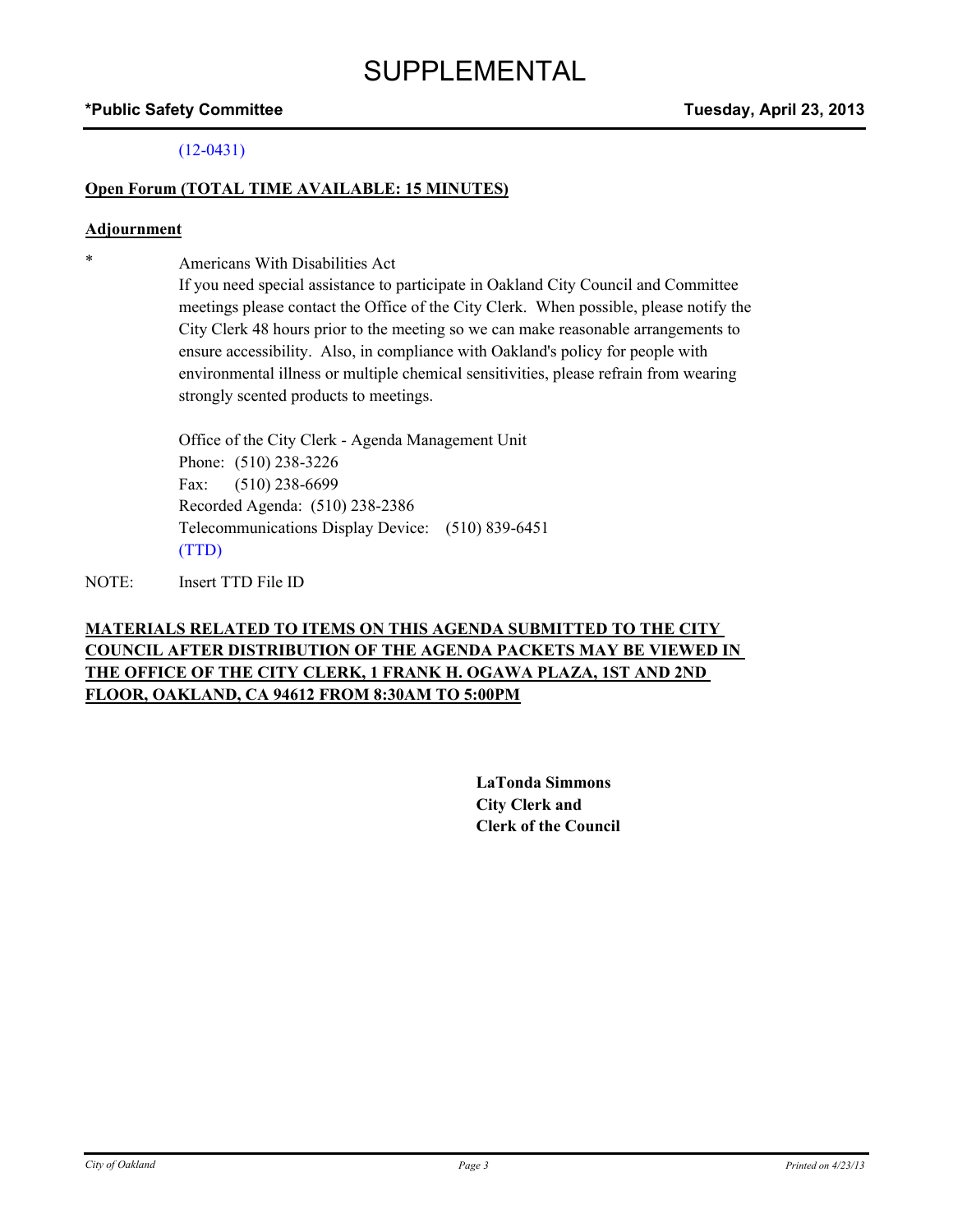(12-0431)

**Open Forum (TOTAL TIME AVAILABLE: 15 MINUTES)**

**Adjournment**

\* Americans With Disabilities Act

If you need special assistance to participate in Oakland City Council and Committee meetings please contact the Office of the City Clerk. When possible, please notify the City Clerk 48 hours prior to the meeting so we can make reasonable arrangements to ensure accessibility. Also, in compliance with Oakland's policy for people with environmental illness or multiple chemical sensitivities, please refrain from wearing strongly scented products to meetings.

Office of the City Clerk - Agenda Management Unit
Phone: (510) 238-3226
Fax: (510) 238-6699
Recorded Agenda: (510) 238-2386
Telecommunications Display Device: (510) 839-6451
(TTD)

NOTE: Insert TTD File ID

**MATERIALS RELATED TO ITEMS ON THIS AGENDA SUBMITTED TO THE CITY COUNCIL AFTER DISTRIBUTION OF THE AGENDA PACKETS MAY BE VIEWED IN THE OFFICE OF THE CITY CLERK, 1 FRANK H. OGAWA PLAZA, 1ST AND 2ND FLOOR, OAKLAND, CA 94612 FROM 8:30AM TO 5:00PM**

**LaTonda Simmons**
**City Clerk and**
**Clerk of the Council**